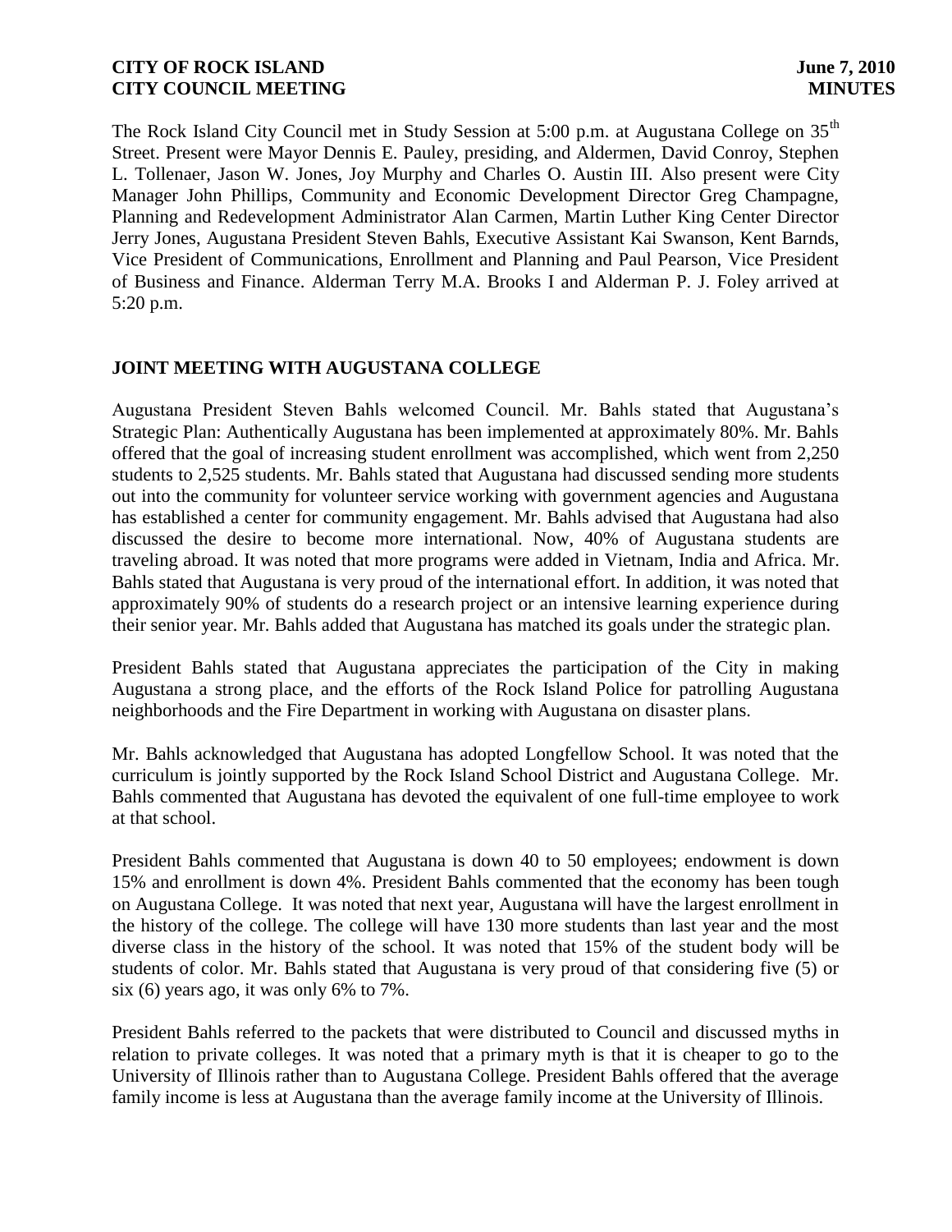The Rock Island City Council met in Study Session at 5:00 p.m. at Augustana College on 35th Street. Present were Mayor Dennis E. Pauley, presiding, and Aldermen, David Conroy, Stephen L. Tollenaer, Jason W. Jones, Joy Murphy and Charles O. Austin III. Also present were City Manager John Phillips, Community and Economic Development Director Greg Champagne, Planning and Redevelopment Administrator Alan Carmen, Martin Luther King Center Director Jerry Jones, Augustana President Steven Bahls, Executive Assistant Kai Swanson, Kent Barnds, Vice President of Communications, Enrollment and Planning and Paul Pearson, Vice President of Business and Finance. Alderman Terry M.A. Brooks I and Alderman P. J. Foley arrived at 5:20 p.m.

**JOINT MEETING WITH AUGUSTANA COLLEGE**

Augustana President Steven Bahls welcomed Council. Mr. Bahls stated that Augustana's Strategic Plan: Authentically Augustana has been implemented at approximately 80%. Mr. Bahls offered that the goal of increasing student enrollment was accomplished, which went from 2,250 students to 2,525 students. Mr. Bahls stated that Augustana had discussed sending more students out into the community for volunteer service working with government agencies and Augustana has established a center for community engagement. Mr. Bahls advised that Augustana had also discussed the desire to become more international. Now, 40% of Augustana students are traveling abroad. It was noted that more programs were added in Vietnam, India and Africa. Mr. Bahls stated that Augustana is very proud of the international effort. In addition, it was noted that approximately 90% of students do a research project or an intensive learning experience during their senior year. Mr. Bahls added that Augustana has matched its goals under the strategic plan.

President Bahls stated that Augustana appreciates the participation of the City in making Augustana a strong place, and the efforts of the Rock Island Police for patrolling Augustana neighborhoods and the Fire Department in working with Augustana on disaster plans.

Mr. Bahls acknowledged that Augustana has adopted Longfellow School. It was noted that the curriculum is jointly supported by the Rock Island School District and Augustana College. Mr. Bahls commented that Augustana has devoted the equivalent of one full-time employee to work at that school.

President Bahls commented that Augustana is down 40 to 50 employees; endowment is down 15% and enrollment is down 4%. President Bahls commented that the economy has been tough on Augustana College. It was noted that next year, Augustana will have the largest enrollment in the history of the college. The college will have 130 more students than last year and the most diverse class in the history of the school. It was noted that 15% of the student body will be students of color. Mr. Bahls stated that Augustana is very proud of that considering five (5) or six (6) years ago, it was only 6% to 7%.

President Bahls referred to the packets that were distributed to Council and discussed myths in relation to private colleges. It was noted that a primary myth is that it is cheaper to go to the University of Illinois rather than to Augustana College. President Bahls offered that the average family income is less at Augustana than the average family income at the University of Illinois.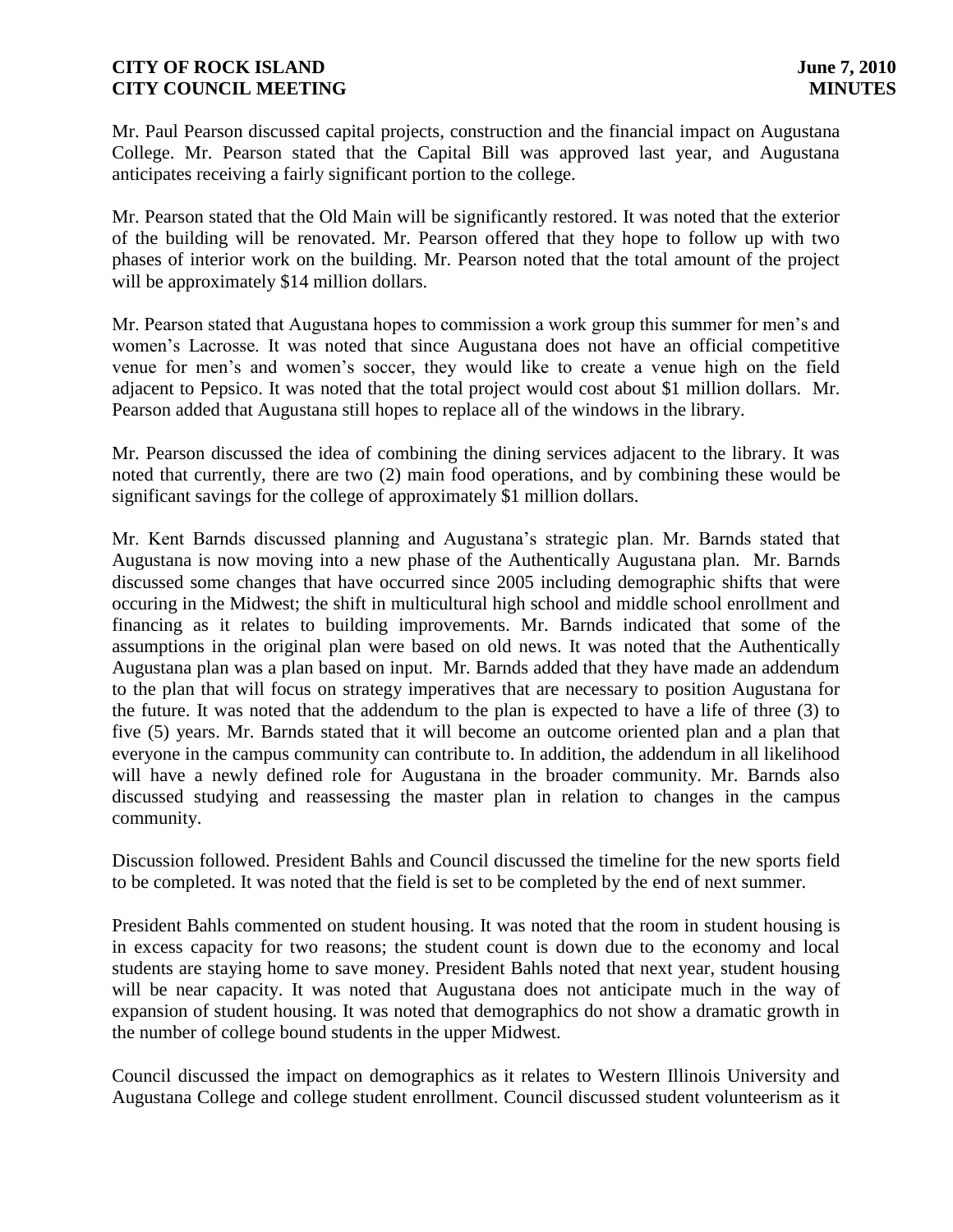Mr. Paul Pearson discussed capital projects, construction and the financial impact on Augustana College. Mr. Pearson stated that the Capital Bill was approved last year, and Augustana anticipates receiving a fairly significant portion to the college.

Mr. Pearson stated that the Old Main will be significantly restored. It was noted that the exterior of the building will be renovated. Mr. Pearson offered that they hope to follow up with two phases of interior work on the building. Mr. Pearson noted that the total amount of the project will be approximately $14 million dollars.

Mr. Pearson stated that Augustana hopes to commission a work group this summer for men's and women's Lacrosse. It was noted that since Augustana does not have an official competitive venue for men's and women's soccer, they would like to create a venue high on the field adjacent to Pepsico. It was noted that the total project would cost about $1 million dollars. Mr. Pearson added that Augustana still hopes to replace all of the windows in the library.

Mr. Pearson discussed the idea of combining the dining services adjacent to the library. It was noted that currently, there are two (2) main food operations, and by combining these would be significant savings for the college of approximately $1 million dollars.

Mr. Kent Barnds discussed planning and Augustana's strategic plan. Mr. Barnds stated that Augustana is now moving into a new phase of the Authentically Augustana plan. Mr. Barnds discussed some changes that have occurred since 2005 including demographic shifts that were occuring in the Midwest; the shift in multicultural high school and middle school enrollment and financing as it relates to building improvements. Mr. Barnds indicated that some of the assumptions in the original plan were based on old news. It was noted that the Authentically Augustana plan was a plan based on input. Mr. Barnds added that they have made an addendum to the plan that will focus on strategy imperatives that are necessary to position Augustana for the future. It was noted that the addendum to the plan is expected to have a life of three (3) to five (5) years. Mr. Barnds stated that it will become an outcome oriented plan and a plan that everyone in the campus community can contribute to. In addition, the addendum in all likelihood will have a newly defined role for Augustana in the broader community. Mr. Barnds also discussed studying and reassessing the master plan in relation to changes in the campus community.

Discussion followed. President Bahls and Council discussed the timeline for the new sports field to be completed. It was noted that the field is set to be completed by the end of next summer.

President Bahls commented on student housing. It was noted that the room in student housing is in excess capacity for two reasons; the student count is down due to the economy and local students are staying home to save money. President Bahls noted that next year, student housing will be near capacity. It was noted that Augustana does not anticipate much in the way of expansion of student housing. It was noted that demographics do not show a dramatic growth in the number of college bound students in the upper Midwest.

Council discussed the impact on demographics as it relates to Western Illinois University and Augustana College and college student enrollment. Council discussed student volunteerism as it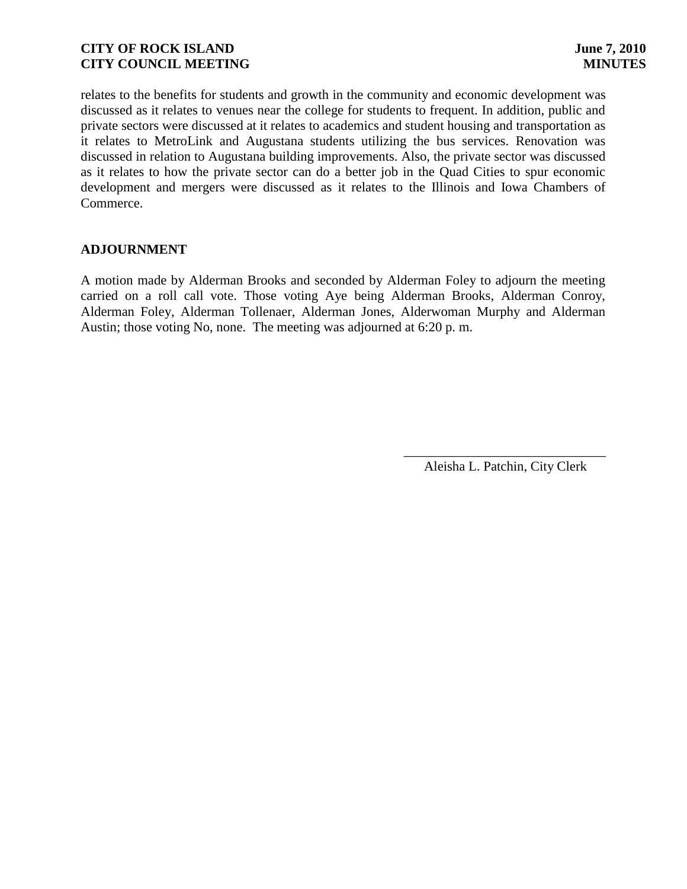relates to the benefits for students and growth in the community and economic development was discussed as it relates to venues near the college for students to frequent. In addition, public and private sectors were discussed at it relates to academics and student housing and transportation as it relates to MetroLink and Augustana students utilizing the bus services. Renovation was discussed in relation to Augustana building improvements. Also, the private sector was discussed as it relates to how the private sector can do a better job in the Quad Cities to spur economic development and mergers were discussed as it relates to the Illinois and Iowa Chambers of Commerce.

**ADJOURNMENT**

A motion made by Alderman Brooks and seconded by Alderman Foley to adjourn the meeting carried on a roll call vote. Those voting Aye being Alderman Brooks, Alderman Conroy, Alderman Foley, Alderman Tollenaer, Alderman Jones, Alderwoman Murphy and Alderman Austin; those voting No, none. The meeting was adjourned at 6:20 p. m.

\_\_\_\_\_\_\_\_\_\_\_\_\_\_\_\_\_\_\_\_\_\_\_\_\_\_\_\_\_\_\_

Aleisha L. Patchin, City Clerk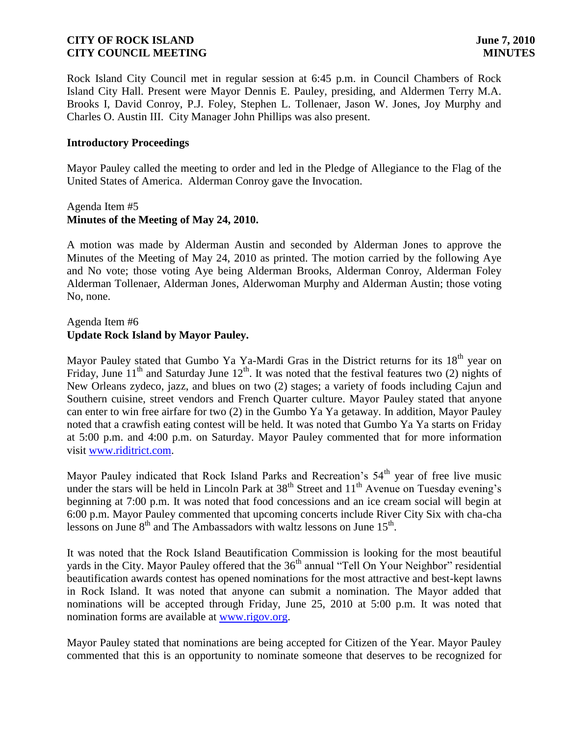Rock Island City Council met in regular session at 6:45 p.m. in Council Chambers of Rock Island City Hall. Present were Mayor Dennis E. Pauley, presiding, and Aldermen Terry M.A. Brooks I, David Conroy, P.J. Foley, Stephen L. Tollenaer, Jason W. Jones, Joy Murphy and Charles O. Austin III. City Manager John Phillips was also present.

## Introductory Proceedings

Mayor Pauley called the meeting to order and led in the Pledge of Allegiance to the Flag of the United States of America. Alderman Conroy gave the Invocation.

Agenda Item #5
**Minutes of the Meeting of May 24, 2010.**

A motion was made by Alderman Austin and seconded by Alderman Jones to approve the Minutes of the Meeting of May 24, 2010 as printed. The motion carried by the following Aye and No vote; those voting Aye being Alderman Brooks, Alderman Conroy, Alderman Foley Alderman Tollenaer, Alderman Jones, Alderwoman Murphy and Alderman Austin; those voting No, none.

Agenda Item #6
**Update Rock Island by Mayor Pauley.**

Mayor Pauley stated that Gumbo Ya Ya-Mardi Gras in the District returns for its 18th year on Friday, June 11th and Saturday June 12th. It was noted that the festival features two (2) nights of New Orleans zydeco, jazz, and blues on two (2) stages; a variety of foods including Cajun and Southern cuisine, street vendors and French Quarter culture. Mayor Pauley stated that anyone can enter to win free airfare for two (2) in the Gumbo Ya Ya getaway. In addition, Mayor Pauley noted that a crawfish eating contest will be held. It was noted that Gumbo Ya Ya starts on Friday at 5:00 p.m. and 4:00 p.m. on Saturday. Mayor Pauley commented that for more information visit www.riditrict.com.

Mayor Pauley indicated that Rock Island Parks and Recreation's 54th year of free live music under the stars will be held in Lincoln Park at 38th Street and 11th Avenue on Tuesday evening's beginning at 7:00 p.m. It was noted that food concessions and an ice cream social will begin at 6:00 p.m. Mayor Pauley commented that upcoming concerts include River City Six with cha-cha lessons on June 8th and The Ambassadors with waltz lessons on June 15th.

It was noted that the Rock Island Beautification Commission is looking for the most beautiful yards in the City. Mayor Pauley offered that the 36th annual "Tell On Your Neighbor" residential beautification awards contest has opened nominations for the most attractive and best-kept lawns in Rock Island. It was noted that anyone can submit a nomination. The Mayor added that nominations will be accepted through Friday, June 25, 2010 at 5:00 p.m. It was noted that nomination forms are available at www.rigov.org.

Mayor Pauley stated that nominations are being accepted for Citizen of the Year. Mayor Pauley commented that this is an opportunity to nominate someone that deserves to be recognized for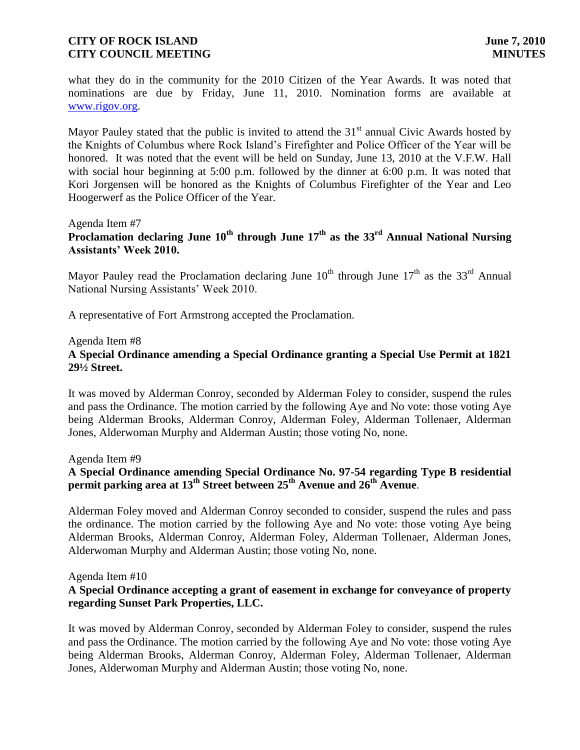what they do in the community for the 2010 Citizen of the Year Awards. It was noted that nominations are due by Friday, June 11, 2010. Nomination forms are available at www.rigov.org.

Mayor Pauley stated that the public is invited to attend the 31st annual Civic Awards hosted by the Knights of Columbus where Rock Island's Firefighter and Police Officer of the Year will be honored. It was noted that the event will be held on Sunday, June 13, 2010 at the V.F.W. Hall with social hour beginning at 5:00 p.m. followed by the dinner at 6:00 p.m. It was noted that Kori Jorgensen will be honored as the Knights of Columbus Firefighter of the Year and Leo Hoogerwerf as the Police Officer of the Year.

Agenda Item #7
**Proclamation declaring June 10th through June 17th as the 33rd Annual National Nursing Assistants' Week 2010.**

Mayor Pauley read the Proclamation declaring June 10th through June 17th as the 33rd Annual National Nursing Assistants' Week 2010.

A representative of Fort Armstrong accepted the Proclamation.

Agenda Item #8
**A Special Ordinance amending a Special Ordinance granting a Special Use Permit at 1821 29½ Street.**

It was moved by Alderman Conroy, seconded by Alderman Foley to consider, suspend the rules and pass the Ordinance. The motion carried by the following Aye and No vote: those voting Aye being Alderman Brooks, Alderman Conroy, Alderman Foley, Alderman Tollenaer, Alderman Jones, Alderwoman Murphy and Alderman Austin; those voting No, none.

Agenda Item #9
**A Special Ordinance amending Special Ordinance No. 97-54 regarding Type B residential permit parking area at 13th Street between 25th Avenue and 26th Avenue**.

Alderman Foley moved and Alderman Conroy seconded to consider, suspend the rules and pass the ordinance. The motion carried by the following Aye and No vote: those voting Aye being Alderman Brooks, Alderman Conroy, Alderman Foley, Alderman Tollenaer, Alderman Jones, Alderwoman Murphy and Alderman Austin; those voting No, none.

Agenda Item #10
**A Special Ordinance accepting a grant of easement in exchange for conveyance of property regarding Sunset Park Properties, LLC.**

It was moved by Alderman Conroy, seconded by Alderman Foley to consider, suspend the rules and pass the Ordinance. The motion carried by the following Aye and No vote: those voting Aye being Alderman Brooks, Alderman Conroy, Alderman Foley, Alderman Tollenaer, Alderman Jones, Alderwoman Murphy and Alderman Austin; those voting No, none.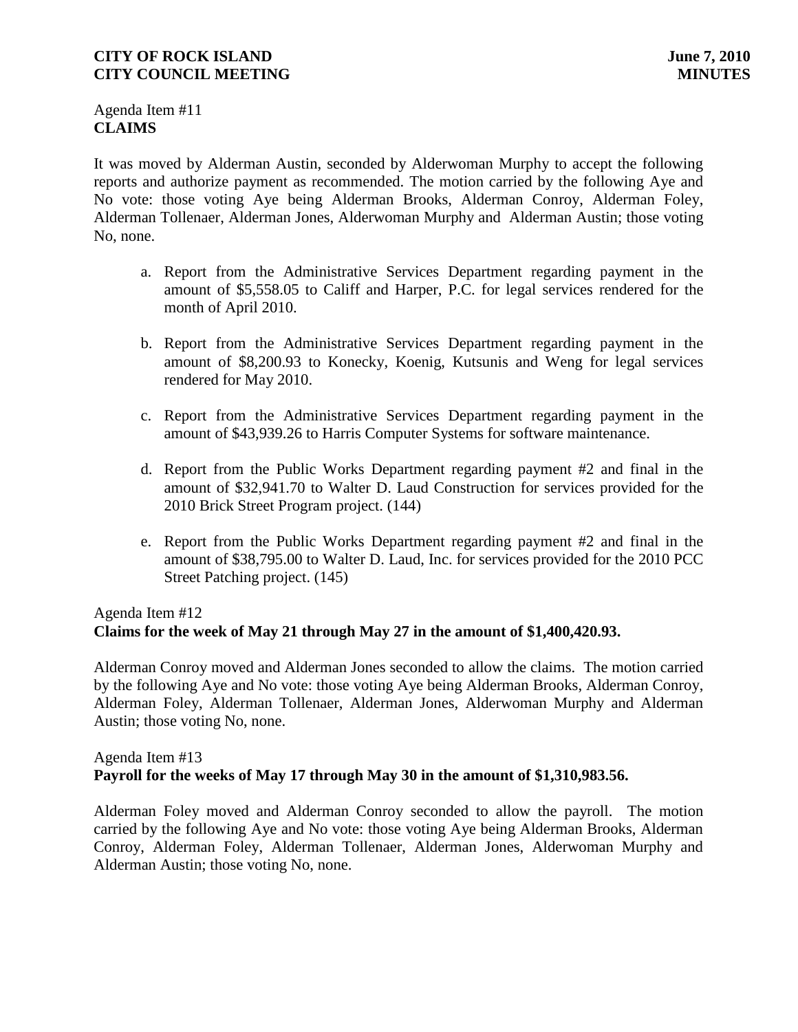Agenda Item #11
**CLAIMS**

It was moved by Alderman Austin, seconded by Alderwoman Murphy to accept the following reports and authorize payment as recommended. The motion carried by the following Aye and No vote: those voting Aye being Alderman Brooks, Alderman Conroy, Alderman Foley, Alderman Tollenaer, Alderman Jones, Alderwoman Murphy and Alderman Austin; those voting No, none.

a. Report from the Administrative Services Department regarding payment in the amount of $5,558.05 to Califf and Harper, P.C. for legal services rendered for the month of April 2010.

b. Report from the Administrative Services Department regarding payment in the amount of $8,200.93 to Konecky, Koenig, Kutsunis and Weng for legal services rendered for May 2010.

c. Report from the Administrative Services Department regarding payment in the amount of $43,939.26 to Harris Computer Systems for software maintenance.

d. Report from the Public Works Department regarding payment #2 and final in the amount of $32,941.70 to Walter D. Laud Construction for services provided for the 2010 Brick Street Program project. (144)

e. Report from the Public Works Department regarding payment #2 and final in the amount of $38,795.00 to Walter D. Laud, Inc. for services provided for the 2010 PCC Street Patching project. (145)

Agenda Item #12
**Claims for the week of May 21 through May 27 in the amount of $1,400,420.93.**

Alderman Conroy moved and Alderman Jones seconded to allow the claims. The motion carried by the following Aye and No vote: those voting Aye being Alderman Brooks, Alderman Conroy, Alderman Foley, Alderman Tollenaer, Alderman Jones, Alderwoman Murphy and Alderman Austin; those voting No, none.

Agenda Item #13
**Payroll for the weeks of May 17 through May 30 in the amount of $1,310,983.56.**

Alderman Foley moved and Alderman Conroy seconded to allow the payroll. The motion carried by the following Aye and No vote: those voting Aye being Alderman Brooks, Alderman Conroy, Alderman Foley, Alderman Tollenaer, Alderman Jones, Alderwoman Murphy and Alderman Austin; those voting No, none.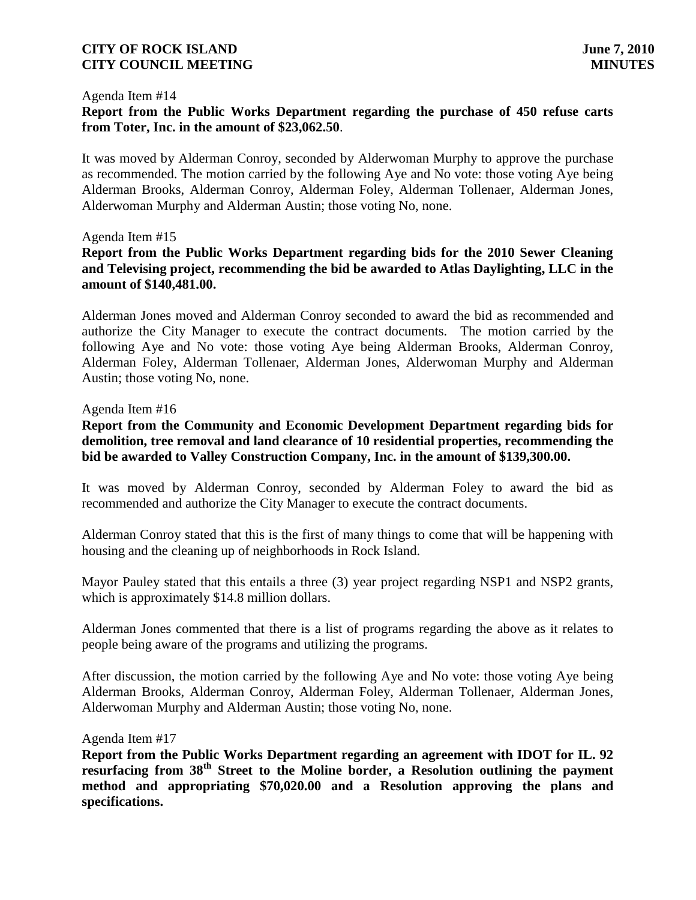Agenda Item #14

**Report from the Public Works Department regarding the purchase of 450 refuse carts from Toter, Inc. in the amount of $23,062.50**.

It was moved by Alderman Conroy, seconded by Alderwoman Murphy to approve the purchase as recommended. The motion carried by the following Aye and No vote: those voting Aye being Alderman Brooks, Alderman Conroy, Alderman Foley, Alderman Tollenaer, Alderman Jones, Alderwoman Murphy and Alderman Austin; those voting No, none.

Agenda Item #15

**Report from the Public Works Department regarding bids for the 2010 Sewer Cleaning and Televising project, recommending the bid be awarded to Atlas Daylighting, LLC in the amount of $140,481.00.**

Alderman Jones moved and Alderman Conroy seconded to award the bid as recommended and authorize the City Manager to execute the contract documents. The motion carried by the following Aye and No vote: those voting Aye being Alderman Brooks, Alderman Conroy, Alderman Foley, Alderman Tollenaer, Alderman Jones, Alderwoman Murphy and Alderman Austin; those voting No, none.

Agenda Item #16

**Report from the Community and Economic Development Department regarding bids for demolition, tree removal and land clearance of 10 residential properties, recommending the bid be awarded to Valley Construction Company, Inc. in the amount of $139,300.00.**

It was moved by Alderman Conroy, seconded by Alderman Foley to award the bid as recommended and authorize the City Manager to execute the contract documents.

Alderman Conroy stated that this is the first of many things to come that will be happening with housing and the cleaning up of neighborhoods in Rock Island.

Mayor Pauley stated that this entails a three (3) year project regarding NSP1 and NSP2 grants, which is approximately $14.8 million dollars.

Alderman Jones commented that there is a list of programs regarding the above as it relates to people being aware of the programs and utilizing the programs.

After discussion, the motion carried by the following Aye and No vote: those voting Aye being Alderman Brooks, Alderman Conroy, Alderman Foley, Alderman Tollenaer, Alderman Jones, Alderwoman Murphy and Alderman Austin; those voting No, none.

Agenda Item #17

**Report from the Public Works Department regarding an agreement with IDOT for IL. 92 resurfacing from 38th Street to the Moline border, a Resolution outlining the payment method and appropriating $70,020.00 and a Resolution approving the plans and specifications.**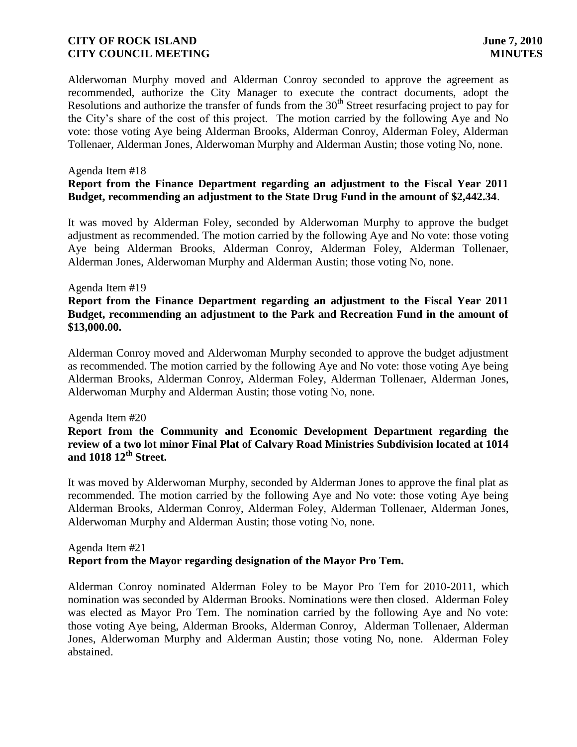Alderwoman Murphy moved and Alderman Conroy seconded to approve the agreement as recommended, authorize the City Manager to execute the contract documents, adopt the Resolutions and authorize the transfer of funds from the 30th Street resurfacing project to pay for the City's share of the cost of this project. The motion carried by the following Aye and No vote: those voting Aye being Alderman Brooks, Alderman Conroy, Alderman Foley, Alderman Tollenaer, Alderman Jones, Alderwoman Murphy and Alderman Austin; those voting No, none.

Agenda Item #18

**Report from the Finance Department regarding an adjustment to the Fiscal Year 2011 Budget, recommending an adjustment to the State Drug Fund in the amount of $2,442.34**.

It was moved by Alderman Foley, seconded by Alderwoman Murphy to approve the budget adjustment as recommended. The motion carried by the following Aye and No vote: those voting Aye being Alderman Brooks, Alderman Conroy, Alderman Foley, Alderman Tollenaer, Alderman Jones, Alderwoman Murphy and Alderman Austin; those voting No, none.

Agenda Item #19

**Report from the Finance Department regarding an adjustment to the Fiscal Year 2011 Budget, recommending an adjustment to the Park and Recreation Fund in the amount of $13,000.00.**

Alderman Conroy moved and Alderwoman Murphy seconded to approve the budget adjustment as recommended. The motion carried by the following Aye and No vote: those voting Aye being Alderman Brooks, Alderman Conroy, Alderman Foley, Alderman Tollenaer, Alderman Jones, Alderwoman Murphy and Alderman Austin; those voting No, none.

Agenda Item #20

**Report from the Community and Economic Development Department regarding the review of a two lot minor Final Plat of Calvary Road Ministries Subdivision located at 1014 and 1018 12th Street.**

It was moved by Alderwoman Murphy, seconded by Alderman Jones to approve the final plat as recommended. The motion carried by the following Aye and No vote: those voting Aye being Alderman Brooks, Alderman Conroy, Alderman Foley, Alderman Tollenaer, Alderman Jones, Alderwoman Murphy and Alderman Austin; those voting No, none.

Agenda Item #21

**Report from the Mayor regarding designation of the Mayor Pro Tem.**

Alderman Conroy nominated Alderman Foley to be Mayor Pro Tem for 2010-2011, which nomination was seconded by Alderman Brooks. Nominations were then closed. Alderman Foley was elected as Mayor Pro Tem. The nomination carried by the following Aye and No vote: those voting Aye being, Alderman Brooks, Alderman Conroy, Alderman Tollenaer, Alderman Jones, Alderwoman Murphy and Alderman Austin; those voting No, none. Alderman Foley abstained.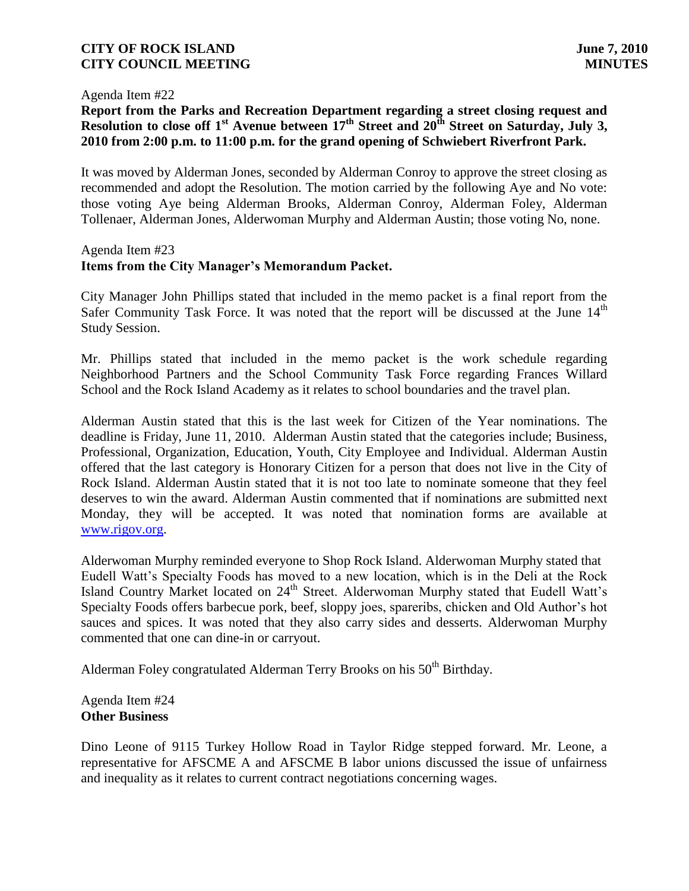Agenda Item #22
**Report from the Parks and Recreation Department regarding a street closing request and Resolution to close off 1st Avenue between 17th Street and 20th Street on Saturday, July 3, 2010 from 2:00 p.m. to 11:00 p.m. for the grand opening of Schwiebert Riverfront Park.**

It was moved by Alderman Jones, seconded by Alderman Conroy to approve the street closing as recommended and adopt the Resolution. The motion carried by the following Aye and No vote: those voting Aye being Alderman Brooks, Alderman Conroy, Alderman Foley, Alderman Tollenaer, Alderman Jones, Alderwoman Murphy and Alderman Austin; those voting No, none.

Agenda Item #23
**Items from the City Manager's Memorandum Packet.**

City Manager John Phillips stated that included in the memo packet is a final report from the Safer Community Task Force. It was noted that the report will be discussed at the June 14th Study Session.

Mr. Phillips stated that included in the memo packet is the work schedule regarding Neighborhood Partners and the School Community Task Force regarding Frances Willard School and the Rock Island Academy as it relates to school boundaries and the travel plan.

Alderman Austin stated that this is the last week for Citizen of the Year nominations. The deadline is Friday, June 11, 2010. Alderman Austin stated that the categories include; Business, Professional, Organization, Education, Youth, City Employee and Individual. Alderman Austin offered that the last category is Honorary Citizen for a person that does not live in the City of Rock Island. Alderman Austin stated that it is not too late to nominate someone that they feel deserves to win the award. Alderman Austin commented that if nominations are submitted next Monday, they will be accepted. It was noted that nomination forms are available at www.rigov.org.

Alderwoman Murphy reminded everyone to Shop Rock Island. Alderwoman Murphy stated that Eudell Watt's Specialty Foods has moved to a new location, which is in the Deli at the Rock Island Country Market located on 24th Street. Alderwoman Murphy stated that Eudell Watt's Specialty Foods offers barbecue pork, beef, sloppy joes, spareribs, chicken and Old Author's hot sauces and spices. It was noted that they also carry sides and desserts. Alderwoman Murphy commented that one can dine-in or carryout.

Alderman Foley congratulated Alderman Terry Brooks on his 50th Birthday.

Agenda Item #24
**Other Business**

Dino Leone of 9115 Turkey Hollow Road in Taylor Ridge stepped forward. Mr. Leone, a representative for AFSCME A and AFSCME B labor unions discussed the issue of unfairness and inequality as it relates to current contract negotiations concerning wages.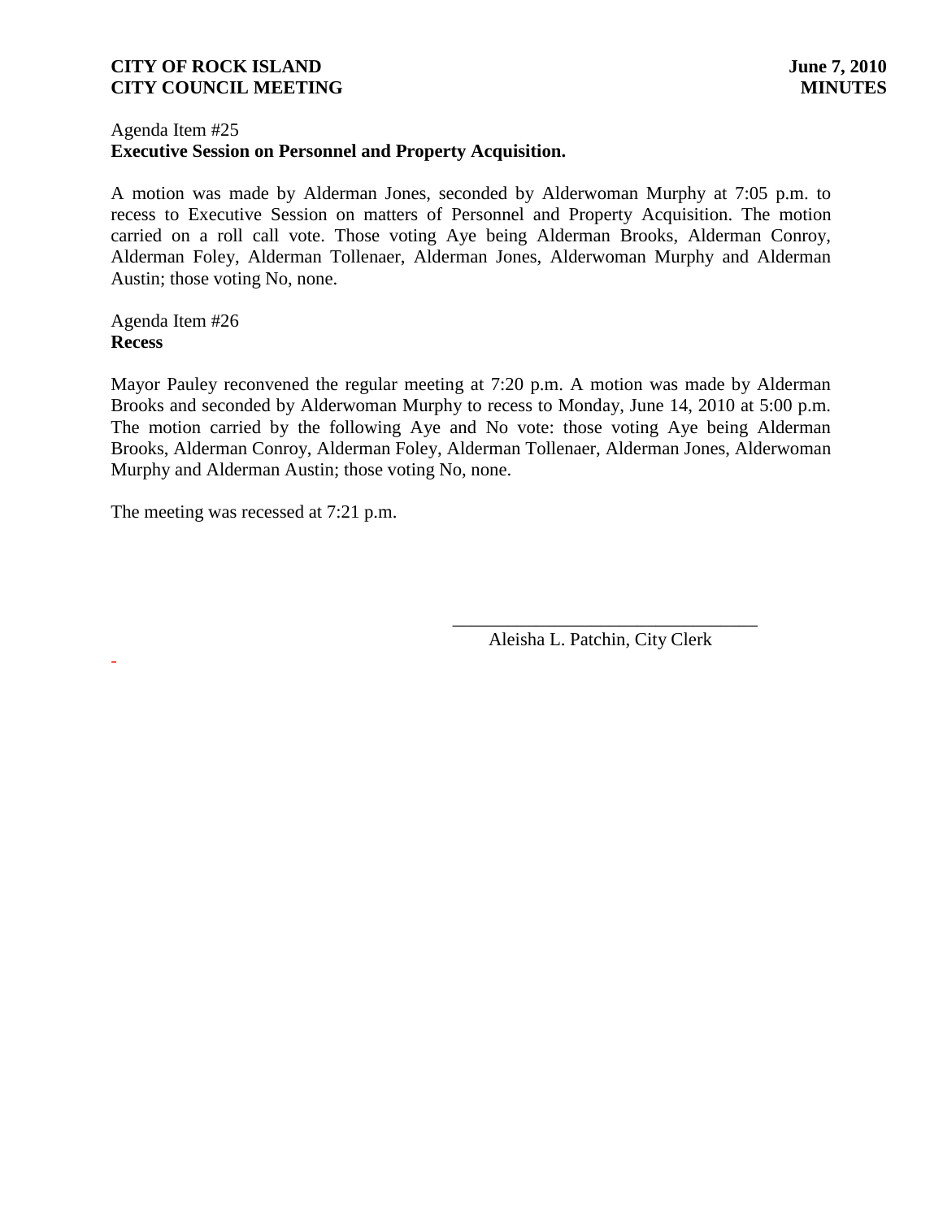Agenda Item #25
**Executive Session on Personnel and Property Acquisition.**

A motion was made by Alderman Jones, seconded by Alderwoman Murphy at 7:05 p.m. to recess to Executive Session on matters of Personnel and Property Acquisition. The motion carried on a roll call vote. Those voting Aye being Alderman Brooks, Alderman Conroy, Alderman Foley, Alderman Tollenaer, Alderman Jones, Alderwoman Murphy and Alderman Austin; those voting No, none.

Agenda Item #26
**Recess**

Mayor Pauley reconvened the regular meeting at 7:20 p.m. A motion was made by Alderman Brooks and seconded by Alderwoman Murphy to recess to Monday, June 14, 2010 at 5:00 p.m. The motion carried by the following Aye and No vote: those voting Aye being Alderman Brooks, Alderman Conroy, Alderman Foley, Alderman Tollenaer, Alderman Jones, Alderwoman Murphy and Alderman Austin; those voting No, none.

The meeting was recessed at 7:21 p.m.

\_\_\_\_\_\_\_\_\_\_\_\_\_\_\_\_\_\_\_\_\_\_\_\_\_\_\_\_\_\_\_\_\_\_

Aleisha L. Patchin, City Clerk